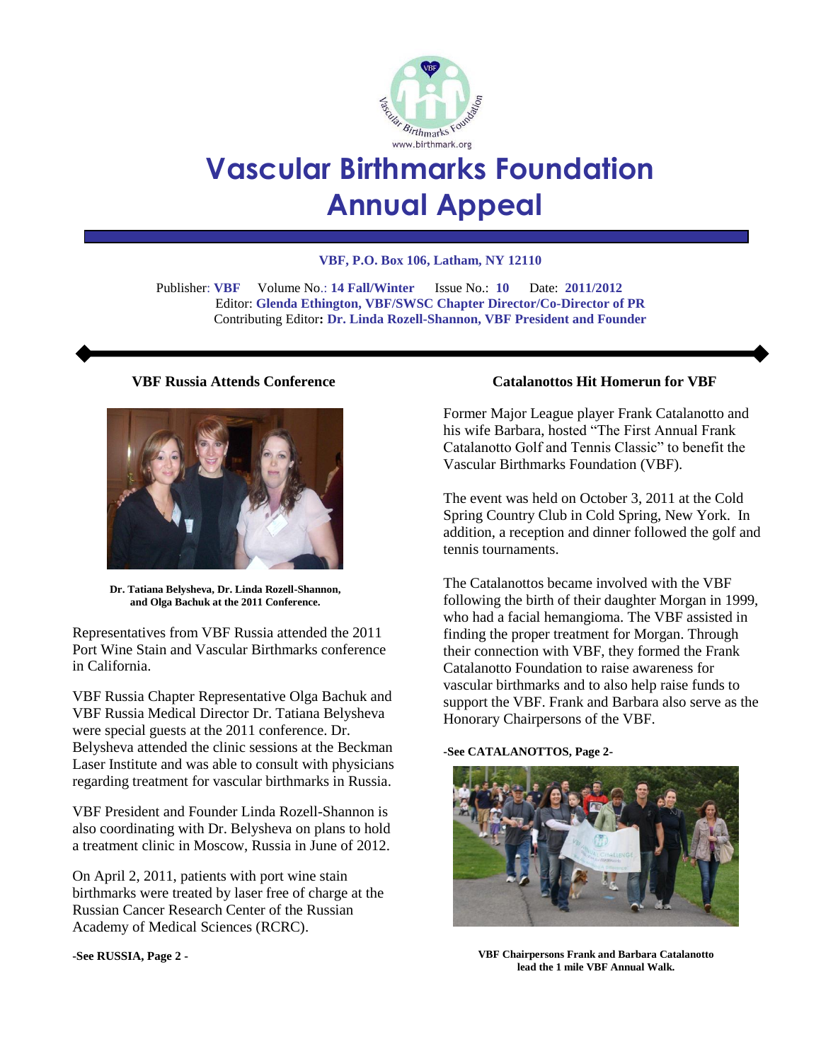# Vascular Birthmarks Foundation Annual Appeal

**VBF, P.O. Box 106, Latham, NY 12110**

Publisher: **VBF** Volume No.: **14 Fall/Winter** Issue No.: **10** Date: **2011/2012**
Editor: **Glenda Ethington, VBF/SWSC Chapter Director/Co-Director of PR**
Contributing Editor**: Dr. Linda Rozell-Shannon, VBF President and Founder**

## VBF Russia Attends Conference

**Dr. Tatiana Belysheva, Dr. Linda Rozell-Shannon, and Olga Bachuk at the 2011 Conference.**

Representatives from VBF Russia attended the 2011 Port Wine Stain and Vascular Birthmarks conference in California.

VBF Russia Chapter Representative Olga Bachuk and VBF Russia Medical Director Dr. Tatiana Belysheva were special guests at the 2011 conference. Dr. Belysheva attended the clinic sessions at the Beckman Laser Institute and was able to consult with physicians regarding treatment for vascular birthmarks in Russia.

VBF President and Founder Linda Rozell-Shannon is also coordinating with Dr. Belysheva on plans to hold a treatment clinic in Moscow, Russia in June of 2012.

On April 2, 2011, patients with port wine stain birthmarks were treated by laser free of charge at the Russian Cancer Research Center of the Russian Academy of Medical Sciences (RCRC).

**-See RUSSIA, Page 2 -**

## Catalanottos Hit Homerun for VBF

Former Major League player Frank Catalanotto and his wife Barbara, hosted "The First Annual Frank Catalanotto Golf and Tennis Classic" to benefit the Vascular Birthmarks Foundation (VBF).

The event was held on October 3, 2011 at the Cold Spring Country Club in Cold Spring, New York. In addition, a reception and dinner followed the golf and tennis tournaments.

The Catalanottos became involved with the VBF following the birth of their daughter Morgan in 1999, who had a facial hemangioma. The VBF assisted in finding the proper treatment for Morgan. Through their connection with VBF, they formed the Frank Catalanotto Foundation to raise awareness for vascular birthmarks and to also help raise funds to support the VBF. Frank and Barbara also serve as the Honorary Chairpersons of the VBF.

**-See CATALANOTTOS, Page 2-**

**VBF Chairpersons Frank and Barbara Catalanotto lead the 1 mile VBF Annual Walk.**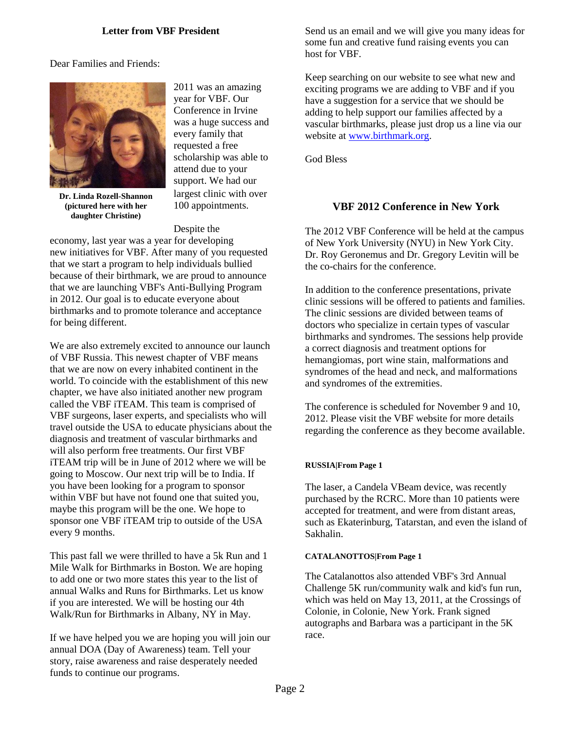## Letter from VBF President

Dear Families and Friends:

**Dr. Linda Rozell-Shannon (pictured here with her daughter Christine)**

2011 was an amazing year for VBF. Our Conference in Irvine was a huge success and every family that requested a free scholarship was able to attend due to your support. We had our largest clinic with over 100 appointments.

Despite the economy, last year was a year for developing new initiatives for VBF. After many of you requested that we start a program to help individuals bullied because of their birthmark, we are proud to announce that we are launching VBF's Anti-Bullying Program in 2012. Our goal is to educate everyone about birthmarks and to promote tolerance and acceptance for being different.

We are also extremely excited to announce our launch of VBF Russia. This newest chapter of VBF means that we are now on every inhabited continent in the world. To coincide with the establishment of this new chapter, we have also initiated another new program called the VBF iTEAM. This team is comprised of VBF surgeons, laser experts, and specialists who will travel outside the USA to educate physicians about the diagnosis and treatment of vascular birthmarks and will also perform free treatments. Our first VBF iTEAM trip will be in June of 2012 where we will be going to Moscow. Our next trip will be to India. If you have been looking for a program to sponsor within VBF but have not found one that suited you, maybe this program will be the one. We hope to sponsor one VBF iTEAM trip to outside of the USA every 9 months.

This past fall we were thrilled to have a 5k Run and 1 Mile Walk for Birthmarks in Boston. We are hoping to add one or two more states this year to the list of annual Walks and Runs for Birthmarks. Let us know if you are interested. We will be hosting our 4th Walk/Run for Birthmarks in Albany, NY in May.

If we have helped you we are hoping you will join our annual DOA (Day of Awareness) team. Tell your story, raise awareness and raise desperately needed funds to continue our programs.

Send us an email and we will give you many ideas for some fun and creative fund raising events you can host for VBF.

Keep searching on our website to see what new and exciting programs we are adding to VBF and if you have a suggestion for a service that we should be adding to help support our families affected by a vascular birthmarks, please just drop us a line via our website at [www.birthmark.org](http://www.birthmark.org).

God Bless

## VBF 2012 Conference in New York

The 2012 VBF Conference will be held at the campus of New York University (NYU) in New York City. Dr. Roy Geronemus and Dr. Gregory Levitin will be the co-chairs for the conference.

In addition to the conference presentations, private clinic sessions will be offered to patients and families. The clinic sessions are divided between teams of doctors who specialize in certain types of vascular birthmarks and syndromes. The sessions help provide a correct diagnosis and treatment options for hemangiomas, port wine stain, malformations and syndromes of the head and neck, and malformations and syndromes of the extremities.

The conference is scheduled for November 9 and 10, 2012. Please visit the VBF website for more details regarding the conference as they become available.

**RUSSIA|From Page 1**

The laser, a Candela VBeam device, was recently purchased by the RCRC. More than 10 patients were accepted for treatment, and were from distant areas, such as Ekaterinburg, Tatarstan, and even the island of Sakhalin.

**CATALANOTTOS|From Page 1**

The Catalanottos also attended VBF's 3rd Annual Challenge 5K run/community walk and kid's fun run, which was held on May 13, 2011, at the Crossings of Colonie, in Colonie, New York. Frank signed autographs and Barbara was a participant in the 5K race.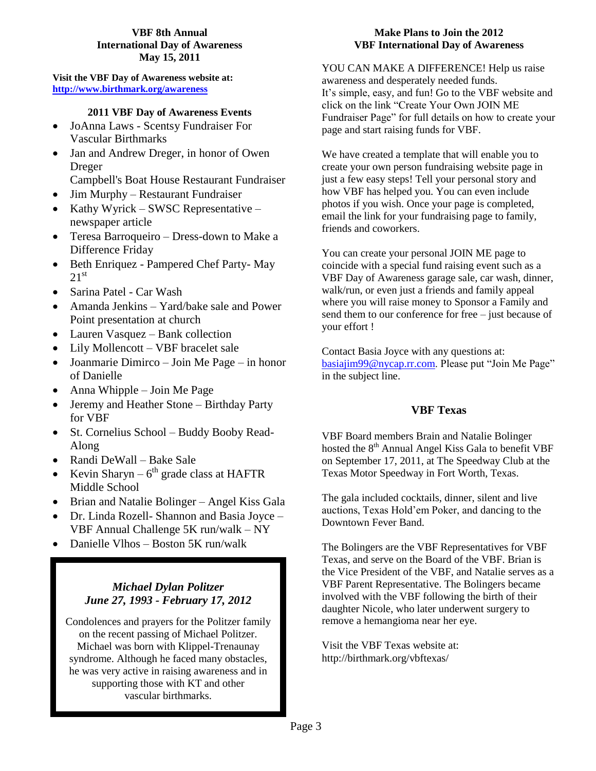## VBF 8th Annual International Day of Awareness May 15, 2011

**Visit the VBF Day of Awareness website at:**
**http://www.birthmark.org/awareness**

### 2011 VBF Day of Awareness Events

- JoAnna Laws - Scentsy Fundraiser For Vascular Birthmarks
- Jan and Andrew Dreger, in honor of Owen Dreger
  Campbell's Boat House Restaurant Fundraiser
- Jim Murphy – Restaurant Fundraiser
- Kathy Wyrick – SWSC Representative – newspaper article
- Teresa Barroqueiro – Dress-down to Make a Difference Friday
- Beth Enriquez - Pampered Chef Party- May 21st
- Sarina Patel - Car Wash
- Amanda Jenkins – Yard/bake sale and Power Point presentation at church
- Lauren Vasquez – Bank collection
- Lily Mollencott – VBF bracelet sale
- Joanmarie Dimirco – Join Me Page – in honor of Danielle
- Anna Whipple – Join Me Page
- Jeremy and Heather Stone – Birthday Party for VBF
- St. Cornelius School – Buddy Booby Read-Along
- Randi DeWall – Bake Sale
- Kevin Sharyn – 6th grade class at HAFTR Middle School
- Brian and Natalie Bolinger – Angel Kiss Gala
- Dr. Linda Rozell- Shannon and Basia Joyce – VBF Annual Challenge 5K run/walk – NY
- Danielle Vlhos – Boston 5K run/walk

### *Michael Dylan Politzer*
### *June 27, 1993 - February 17, 2012*

Condolences and prayers for the Politzer family on the recent passing of Michael Politzer. Michael was born with Klippel-Trenaunay syndrome. Although he faced many obstacles, he was very active in raising awareness and in supporting those with KT and other vascular birthmarks.

## Make Plans to Join the 2012 VBF International Day of Awareness

YOU CAN MAKE A DIFFERENCE! Help us raise awareness and desperately needed funds. It's simple, easy, and fun! Go to the VBF website and click on the link "Create Your Own JOIN ME Fundraiser Page" for full details on how to create your page and start raising funds for VBF.

We have created a template that will enable you to create your own person fundraising website page in just a few easy steps! Tell your personal story and how VBF has helped you. You can even include photos if you wish. Once your page is completed, email the link for your fundraising page to family, friends and coworkers.

You can create your personal JOIN ME page to coincide with a special fund raising event such as a VBF Day of Awareness garage sale, car wash, dinner, walk/run, or even just a friends and family appeal where you will raise money to Sponsor a Family and send them to our conference for free – just because of your effort !

Contact Basia Joyce with any questions at: basiajim99@nycap.rr.com. Please put "Join Me Page" in the subject line.

## VBF Texas

VBF Board members Brain and Natalie Bolinger hosted the 8th Annual Angel Kiss Gala to benefit VBF on September 17, 2011, at The Speedway Club at the Texas Motor Speedway in Fort Worth, Texas.

The gala included cocktails, dinner, silent and live auctions, Texas Hold'em Poker, and dancing to the Downtown Fever Band.

The Bolingers are the VBF Representatives for VBF Texas, and serve on the Board of the VBF. Brian is the Vice President of the VBF, and Natalie serves as a VBF Parent Representative. The Bolingers became involved with the VBF following the birth of their daughter Nicole, who later underwent surgery to remove a hemangioma near her eye.

Visit the VBF Texas website at: http://birthmark.org/vbftexas/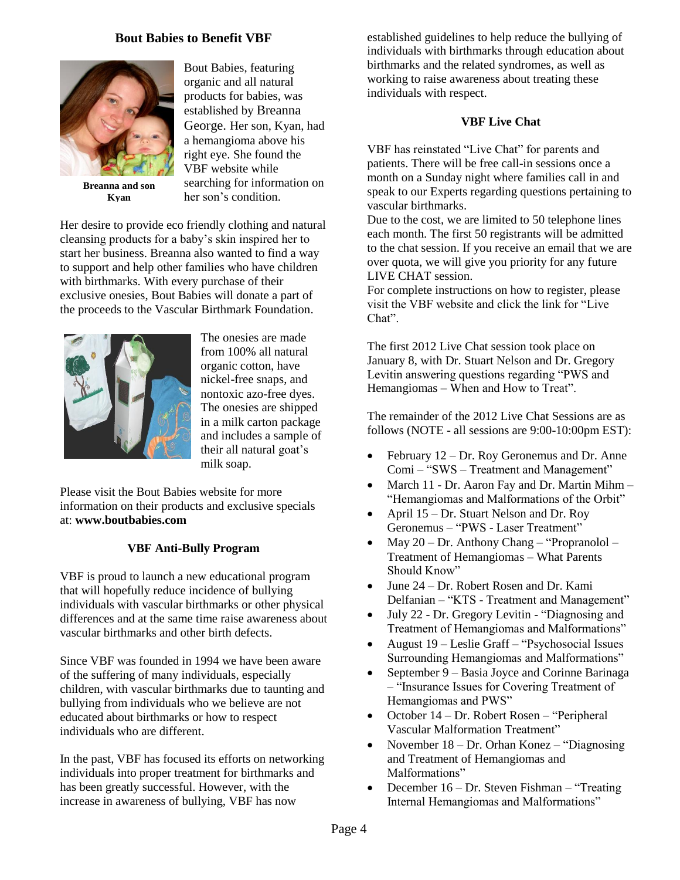## Bout Babies to Benefit VBF

Breanna and son Kyan

Bout Babies, featuring organic and all natural products for babies, was established by Breanna George. Her son, Kyan, had a hemangioma above his right eye. She found the VBF website while searching for information on her son's condition.

Her desire to provide eco friendly clothing and natural cleansing products for a baby's skin inspired her to start her business. Breanna also wanted to find a way to support and help other families who have children with birthmarks. With every purchase of their exclusive onesies, Bout Babies will donate a part of the proceeds to the Vascular Birthmark Foundation.

The onesies are made from 100% all natural organic cotton, have nickel-free snaps, and nontoxic azo-free dyes. The onesies are shipped in a milk carton package and includes a sample of their all natural goat's milk soap.

Please visit the Bout Babies website for more information on their products and exclusive specials at: **www.boutbabies.com**

## VBF Anti-Bully Program

VBF is proud to launch a new educational program that will hopefully reduce incidence of bullying individuals with vascular birthmarks or other physical differences and at the same time raise awareness about vascular birthmarks and other birth defects.

Since VBF was founded in 1994 we have been aware of the suffering of many individuals, especially children, with vascular birthmarks due to taunting and bullying from individuals who we believe are not educated about birthmarks or how to respect individuals who are different.

In the past, VBF has focused its efforts on networking individuals into proper treatment for birthmarks and has been greatly successful. However, with the increase in awareness of bullying, VBF has now established guidelines to help reduce the bullying of individuals with birthmarks through education about birthmarks and the related syndromes, as well as working to raise awareness about treating these individuals with respect.

## VBF Live Chat

VBF has reinstated "Live Chat" for parents and patients. There will be free call-in sessions once a month on a Sunday night where families call in and speak to our Experts regarding questions pertaining to vascular birthmarks.

Due to the cost, we are limited to 50 telephone lines each month. The first 50 registrants will be admitted to the chat session. If you receive an email that we are over quota, we will give you priority for any future LIVE CHAT session.

For complete instructions on how to register, please visit the VBF website and click the link for "Live Chat".

The first 2012 Live Chat session took place on January 8, with Dr. Stuart Nelson and Dr. Gregory Levitin answering questions regarding "PWS and Hemangiomas – When and How to Treat".

The remainder of the 2012 Live Chat Sessions are as follows (NOTE - all sessions are 9:00-10:00pm EST):

- February 12 – Dr. Roy Geronemus and Dr. Anne Comi – "SWS – Treatment and Management"
- March 11 - Dr. Aaron Fay and Dr. Martin Mihm – "Hemangiomas and Malformations of the Orbit"
- April 15 – Dr. Stuart Nelson and Dr. Roy Geronemus – "PWS - Laser Treatment"
- May 20 – Dr. Anthony Chang – "Propranolol – Treatment of Hemangiomas – What Parents Should Know"
- June 24 – Dr. Robert Rosen and Dr. Kami Delfanian – "KTS - Treatment and Management"
- July 22 - Dr. Gregory Levitin - "Diagnosing and Treatment of Hemangiomas and Malformations"
- August 19 – Leslie Graff – "Psychosocial Issues Surrounding Hemangiomas and Malformations"
- September 9 – Basia Joyce and Corinne Barinaga – "Insurance Issues for Covering Treatment of Hemangiomas and PWS"
- October 14 – Dr. Robert Rosen – "Peripheral Vascular Malformation Treatment"
- November 18 – Dr. Orhan Konez – "Diagnosing and Treatment of Hemangiomas and Malformations"
- December 16 – Dr. Steven Fishman – "Treating Internal Hemangiomas and Malformations"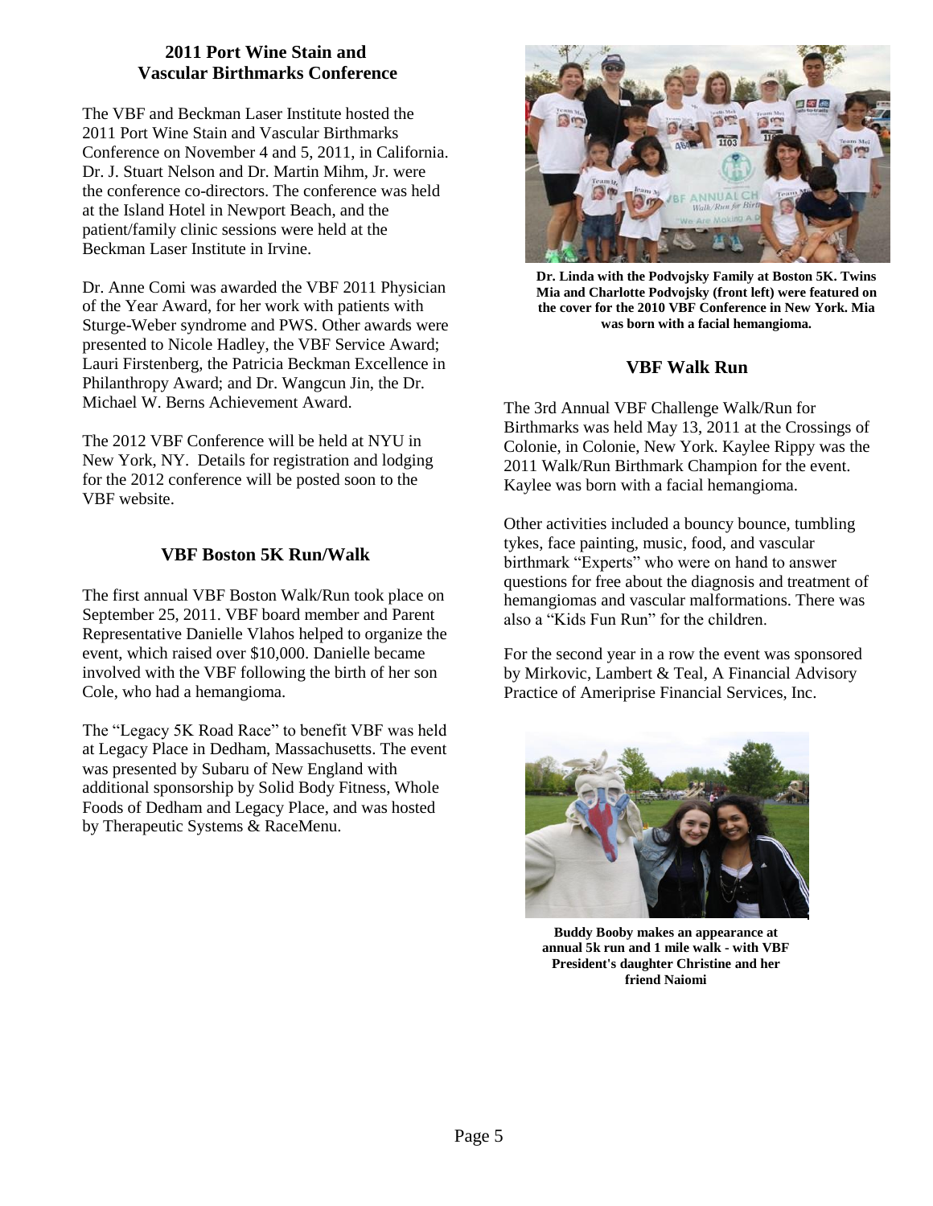## 2011 Port Wine Stain and Vascular Birthmarks Conference

The VBF and Beckman Laser Institute hosted the 2011 Port Wine Stain and Vascular Birthmarks Conference on November 4 and 5, 2011, in California. Dr. J. Stuart Nelson and Dr. Martin Mihm, Jr. were the conference co-directors. The conference was held at the Island Hotel in Newport Beach, and the patient/family clinic sessions were held at the Beckman Laser Institute in Irvine.

Dr. Anne Comi was awarded the VBF 2011 Physician of the Year Award, for her work with patients with Sturge-Weber syndrome and PWS. Other awards were presented to Nicole Hadley, the VBF Service Award; Lauri Firstenberg, the Patricia Beckman Excellence in Philanthropy Award; and Dr. Wangcun Jin, the Dr. Michael W. Berns Achievement Award.

The 2012 VBF Conference will be held at NYU in New York, NY. Details for registration and lodging for the 2012 conference will be posted soon to the VBF website.

## VBF Boston 5K Run/Walk

The first annual VBF Boston Walk/Run took place on September 25, 2011. VBF board member and Parent Representative Danielle Vlahos helped to organize the event, which raised over $10,000. Danielle became involved with the VBF following the birth of her son Cole, who had a hemangioma.

The "Legacy 5K Road Race" to benefit VBF was held at Legacy Place in Dedham, Massachusetts. The event was presented by Subaru of New England with additional sponsorship by Solid Body Fitness, Whole Foods of Dedham and Legacy Place, and was hosted by Therapeutic Systems & RaceMenu.

**Dr. Linda with the Podvojsky Family at Boston 5K. Twins Mia and Charlotte Podvojsky (front left) were featured on the cover for the 2010 VBF Conference in New York. Mia was born with a facial hemangioma.**

## VBF Walk Run

The 3rd Annual VBF Challenge Walk/Run for Birthmarks was held May 13, 2011 at the Crossings of Colonie, in Colonie, New York. Kaylee Rippy was the 2011 Walk/Run Birthmark Champion for the event. Kaylee was born with a facial hemangioma.

Other activities included a bouncy bounce, tumbling tykes, face painting, music, food, and vascular birthmark "Experts" who were on hand to answer questions for free about the diagnosis and treatment of hemangiomas and vascular malformations. There was also a "Kids Fun Run" for the children.

For the second year in a row the event was sponsored by Mirkovic, Lambert & Teal, A Financial Advisory Practice of Ameriprise Financial Services, Inc.

**Buddy Booby makes an appearance at annual 5k run and 1 mile walk - with VBF President's daughter Christine and her friend Naiomi**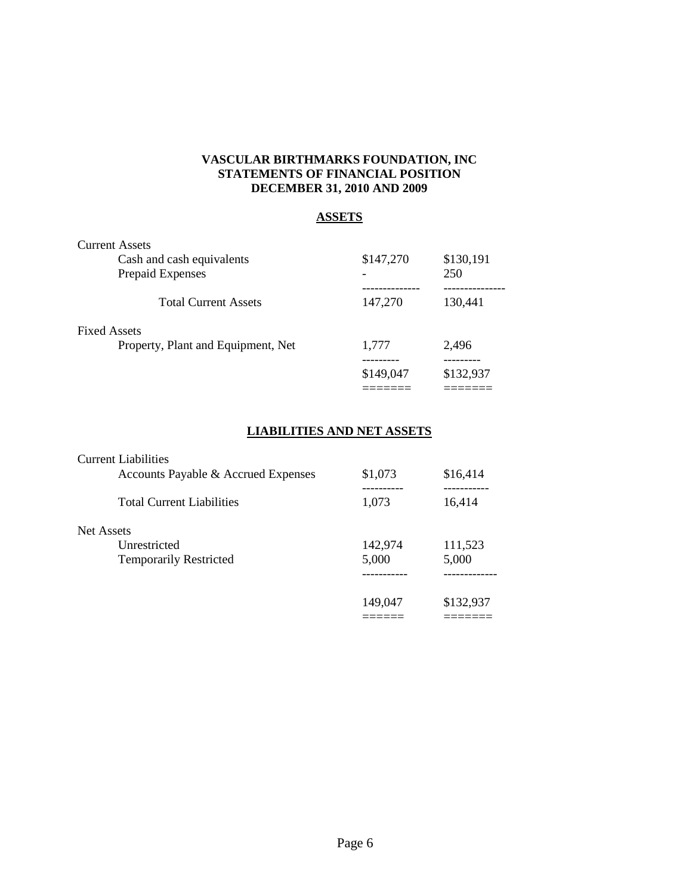**VASCULAR BIRTHMARKS FOUNDATION, INC**
**STATEMENTS OF FINANCIAL POSITION**
**DECEMBER 31, 2010 AND 2009**

## ASSETS

| | 2010 | 2009 |
|---|---|---|
| **Current Assets** | | |
| Cash and cash equivalents | $147,270 | $130,191 |
| Prepaid Expenses | - | 250 |
| Total Current Assets | 147,270 | 130,441 |
| **Fixed Assets** | | |
| Property, Plant and Equipment, Net | 1,777 | 2,496 |
| | $149,047 | $132,937 |

## LIABILITIES AND NET ASSETS

| | 2010 | 2009 |
|---|---|---|
| **Current Liabilities** | | |
| Accounts Payable & Accrued Expenses | $1,073 | $16,414 |
| Total Current Liabilities | 1,073 | 16,414 |
| **Net Assets** | | |
| Unrestricted | 142,974 | 111,523 |
| Temporarily Restricted | 5,000 | 5,000 |
| | 149,047 | $132,937 |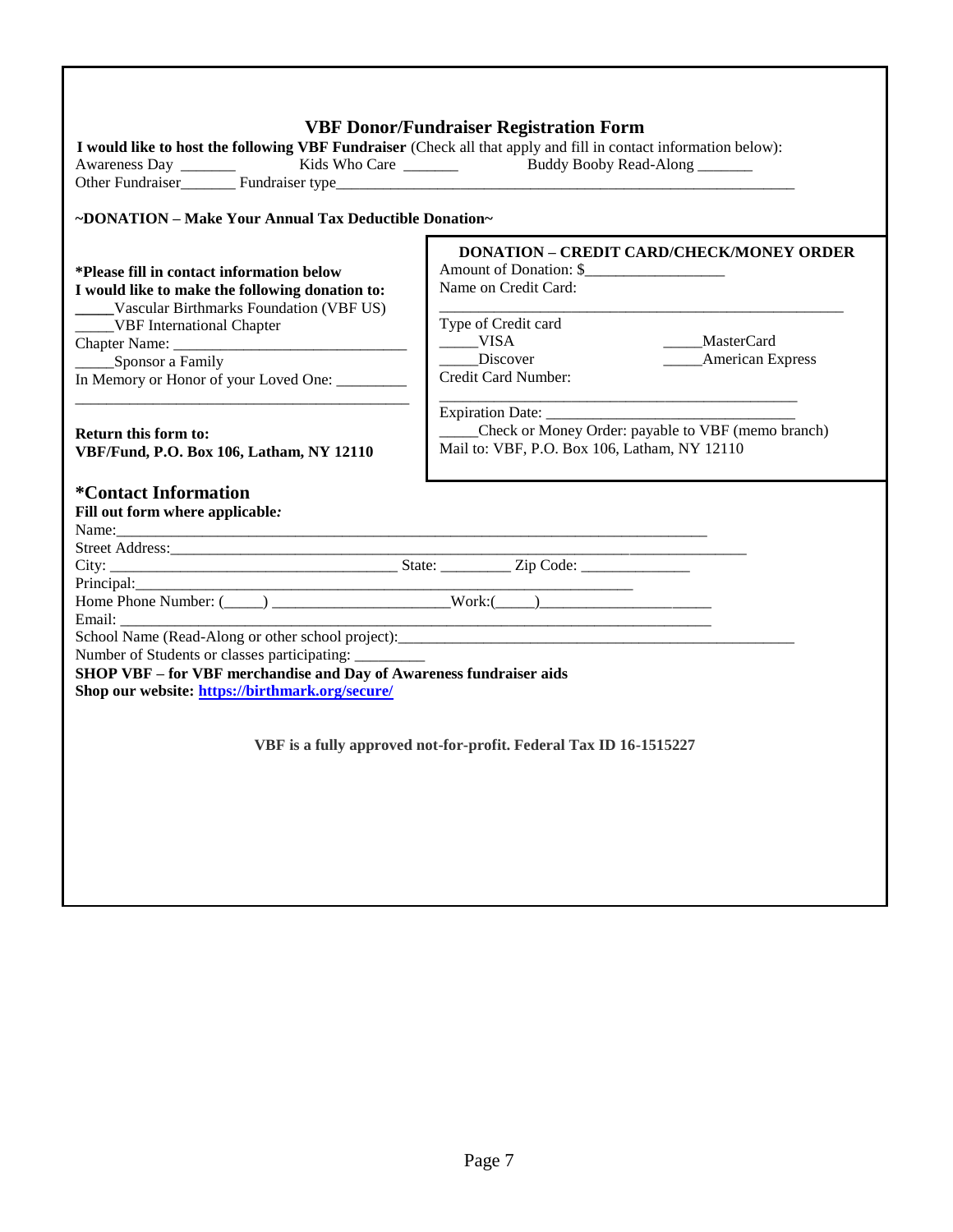## VBF Donor/Fundraiser Registration Form

**I would like to host the following VBF Fundraiser** (Check all that apply and fill in contact information below):

Awareness Day _______ Kids Who Care _______ Buddy Booby Read-Along _______

Other Fundraiser_______ Fundraiser type_______________________________________________________________

**~DONATION – Make Your Annual Tax Deductible Donation~**

**\*Please fill in contact information below**

**I would like to make the following donation to:**

_____Vascular Birthmarks Foundation (VBF US)

_____VBF International Chapter

Chapter Name: ________________________________

_____Sponsor a Family

In Memory or Honor of your Loved One: _________

_____________________________________________

**Return this form to:**
**VBF/Fund, P.O. Box 106, Latham, NY 12110**

**DONATION – CREDIT CARD/CHECK/MONEY ORDER**

Amount of Donation: $__________________

Name on Credit Card:

_____________________________________________________

Type of Credit card

_____VISA _____MasterCard

_____Discover _____American Express

Credit Card Number:

_______________________________________________

Expiration Date: _________________________________

_____Check or Money Order: payable to VBF (memo branch)

Mail to: VBF, P.O. Box 106, Latham, NY 12110

### *Contact Information

**Fill out form where applicable*:***

Name:___________________________________________________________________________

Street Address:_____________________________________________________________________________

City: ____________________________________ State: _________ Zip Code: ______________

Principal:_________________________________________________________________

Home Phone Number: (_____) _______________________Work:(_____)______________________

Email: ___________________________________________________________________________

School Name (Read-Along or other school project):_____________________________________________________

Number of Students or classes participating: _________

**SHOP VBF – for VBF merchandise and Day of Awareness fundraiser aids**

**Shop our website: https://birthmark.org/secure/**

**VBF is a fully approved not-for-profit. Federal Tax ID 16-1515227**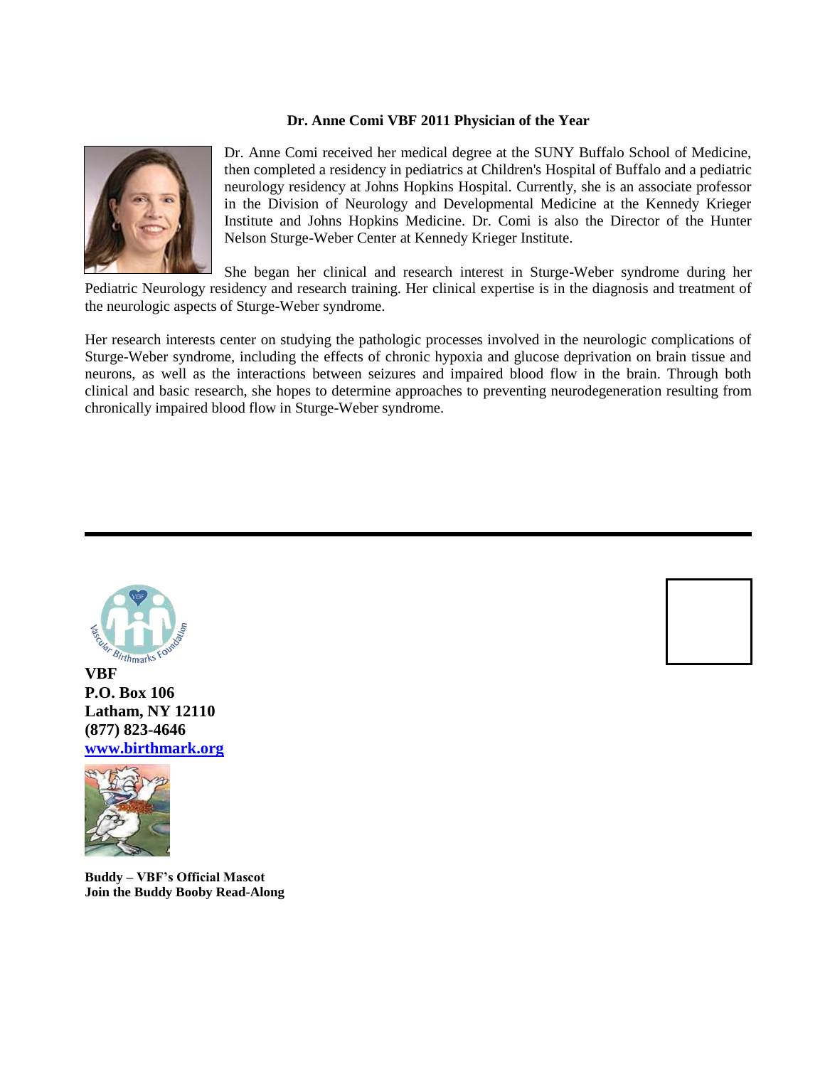**Dr. Anne Comi VBF 2011 Physician of the Year**

Dr. Anne Comi received her medical degree at the SUNY Buffalo School of Medicine, then completed a residency in pediatrics at Children's Hospital of Buffalo and a pediatric neurology residency at Johns Hopkins Hospital. Currently, she is an associate professor in the Division of Neurology and Developmental Medicine at the Kennedy Krieger Institute and Johns Hopkins Medicine. Dr. Comi is also the Director of the Hunter Nelson Sturge-Weber Center at Kennedy Krieger Institute.

She began her clinical and research interest in Sturge-Weber syndrome during her Pediatric Neurology residency and research training. Her clinical expertise is in the diagnosis and treatment of the neurologic aspects of Sturge-Weber syndrome.

Her research interests center on studying the pathologic processes involved in the neurologic complications of Sturge-Weber syndrome, including the effects of chronic hypoxia and glucose deprivation on brain tissue and neurons, as well as the interactions between seizures and impaired blood flow in the brain. Through both clinical and basic research, she hopes to determine approaches to preventing neurodegeneration resulting from chronically impaired blood flow in Sturge-Weber syndrome.

---

**VBF**
**P.O. Box 106**
**Latham, NY 12110**
**(877) 823-4646**
**[www.birthmark.org](http://www.birthmark.org)**

**Buddy – VBF's Official Mascot**
**Join the Buddy Booby Read-Along**